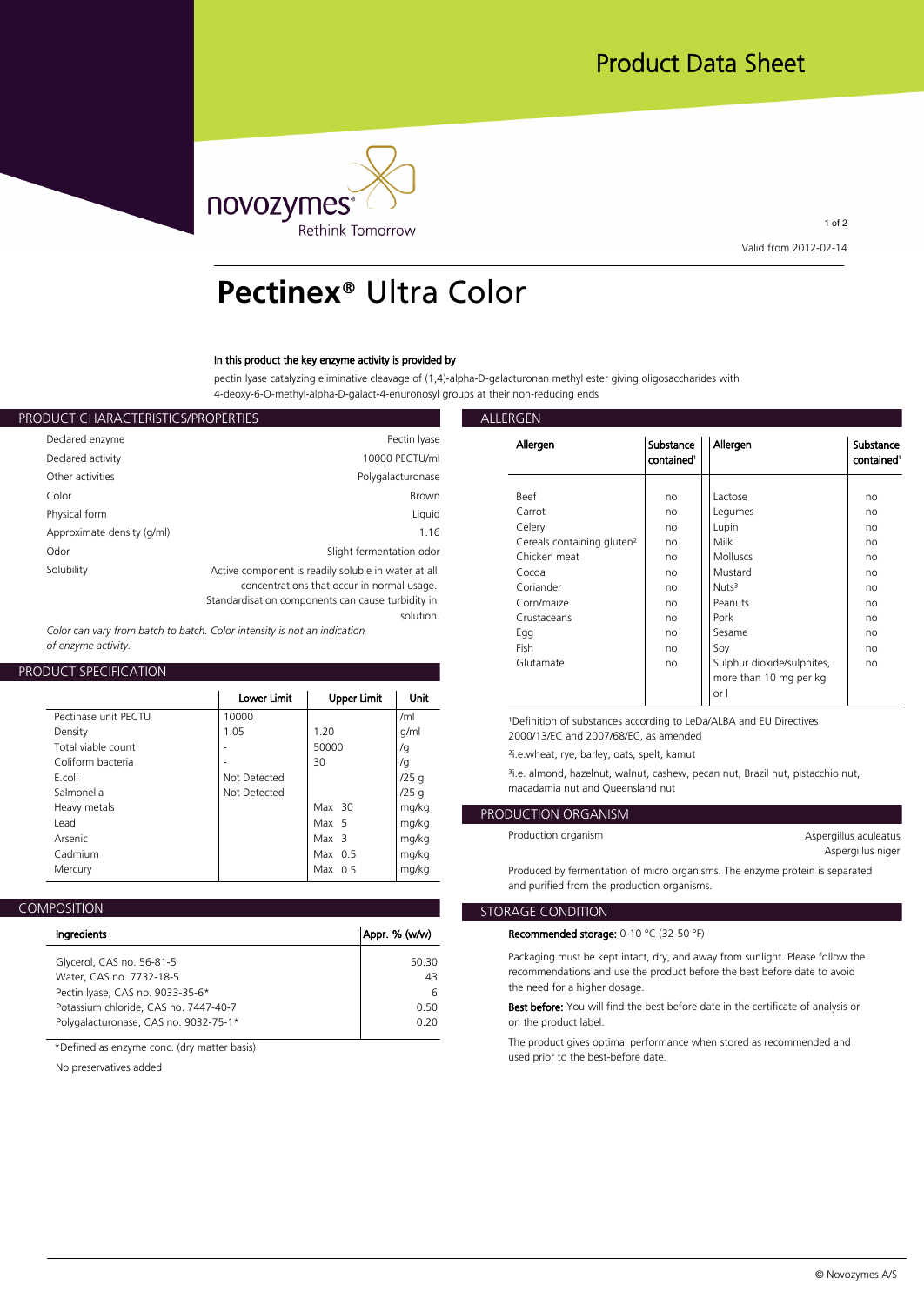Product Data Sheet

Valid from 2012-02-14

# Pectinex® Ultra Color

**In this product the key enzyme activity is provided by**

pectin lyase catalyzing eliminative cleavage of (1,4)-alpha-D-galacturonan methyl ester giving oligosaccharides with 4-deoxy-6-O-methyl-alpha-D-galact-4-enuronosyl groups at their non-reducing ends

## PRODUCT CHARACTERISTICS/PROPERTIES

| | |
|---|---|
| Declared enzyme | Pectin lyase |
| Declared activity | 10000 PECTU/ml |
| Other activities | Polygalacturonase |
| Color | Brown |
| Physical form | Liquid |
| Approximate density (g/ml) | 1.16 |
| Odor | Slight fermentation odor |
| Solubility | Active component is readily soluble in water at all concentrations that occur in normal usage. Standardisation components can cause turbidity in solution. |

*Color can vary from batch to batch. Color intensity is not an indication of enzyme activity.*

## PRODUCT SPECIFICATION

| | Lower Limit | Upper Limit | Unit |
|---|---|---|---|
| Pectinase unit PECTU | 10000 | | /ml |
| Density | 1.05 | 1.20 | g/ml |
| Total viable count | - | 50000 | /g |
| Coliform bacteria | - | 30 | /g |
| E.coli | Not Detected | | /25 g |
| Salmonella | Not Detected | | /25 g |
| Heavy metals | | Max 30 | mg/kg |
| Lead | | Max 5 | mg/kg |
| Arsenic | | Max 3 | mg/kg |
| Cadmium | | Max 0.5 | mg/kg |
| Mercury | | Max 0.5 | mg/kg |

## COMPOSITION

| Ingredients | Appr. % (w/w) |
|---|---|
| Glycerol, CAS no. 56-81-5 | 50.30 |
| Water, CAS no. 7732-18-5 | 43 |
| Pectin lyase, CAS no. 9033-35-6* | 6 |
| Potassium chloride, CAS no. 7447-40-7 | 0.50 |
| Polygalacturonase, CAS no. 9032-75-1* | 0.20 |

*Defined as enzyme conc. (dry matter basis)

No preservatives added

## ALLERGEN

| Allergen | Substance contained[1] | Allergen | Substance contained[1] |
|---|---|---|---|
| Beef | no | Lactose | no |
| Carrot | no | Legumes | no |
| Celery | no | Lupin | no |
| Cereals containing gluten[2] | no | Milk | no |
| Chicken meat | no | Molluscs | no |
| Cocoa | no | Mustard | no |
| Coriander | no | Nuts[3] | no |
| Corn/maize | no | Peanuts | no |
| Crustaceans | no | Pork | no |
| Egg | no | Sesame | no |
| Fish | no | Soy | no |
| Glutamate | no | Sulphur dioxide/sulphites, more than 10 mg per kg or l | no |

[1]Definition of substances according to LeDa/ALBA and EU Directives 2000/13/EC and 2007/68/EC, as amended

[2]i.e.wheat, rye, barley, oats, spelt, kamut

[3]i.e. almond, hazelnut, walnut, cashew, pecan nut, Brazil nut, pistachio nut, macadamia nut and Queensland nut

## PRODUCTION ORGANISM

| | |
|---|---|
| Production organism | Aspergillus aculeatus<br>Aspergillus niger |

Produced by fermentation of micro organisms. The enzyme protein is separated and purified from the production organisms.

## STORAGE CONDITION

**Recommended storage:** 0-10 °C (32-50 °F)

Packaging must be kept intact, dry, and away from sunlight. Please follow the recommendations and use the product before the best before date to avoid the need for a higher dosage.

**Best before:** You will find the best before date in the certificate of analysis or on the product label.

The product gives optimal performance when stored as recommended and used prior to the best-before date.

© Novozymes A/S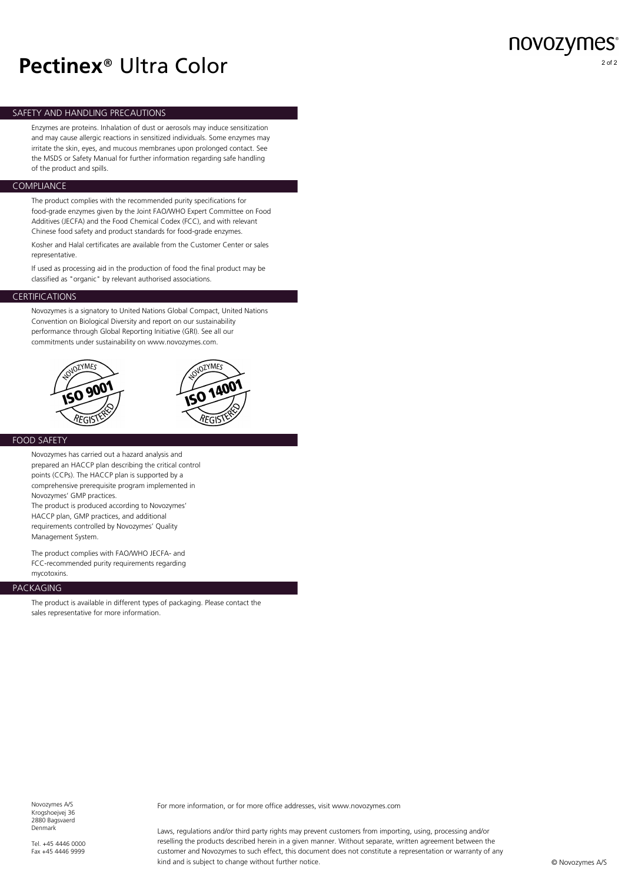# Pectinex® Ultra Color

## SAFETY AND HANDLING PRECAUTIONS

Enzymes are proteins. Inhalation of dust or aerosols may induce sensitization and may cause allergic reactions in sensitized individuals. Some enzymes may irritate the skin, eyes, and mucous membranes upon prolonged contact. See the MSDS or Safety Manual for further information regarding safe handling of the product and spills.

## COMPLIANCE

The product complies with the recommended purity specifications for food-grade enzymes given by the Joint FAO/WHO Expert Committee on Food Additives (JECFA) and the Food Chemical Codex (FCC), and with relevant Chinese food safety and product standards for food-grade enzymes.

Kosher and Halal certificates are available from the Customer Center or sales representative.

If used as processing aid in the production of food the final product may be classified as "organic" by relevant authorised associations.

## CERTIFICATIONS

Novozymes is a signatory to United Nations Global Compact, United Nations Convention on Biological Diversity and report on our sustainability performance through Global Reporting Initiative (GRI). See all our commitments under sustainability on www.novozymes.com.

NOVOZYMES ISO 9001 REGISTERED

NOVOZYMES ISO 14001 REGISTERED

## FOOD SAFETY

Novozymes has carried out a hazard analysis and prepared an HACCP plan describing the critical control points (CCPs). The HACCP plan is supported by a comprehensive prerequisite program implemented in Novozymes' GMP practices.
The product is produced according to Novozymes' HACCP plan, GMP practices, and additional requirements controlled by Novozymes' Quality Management System.

The product complies with FAO/WHO JECFA- and FCC-recommended purity requirements regarding mycotoxins.

## PACKAGING

The product is available in different types of packaging. Please contact the sales representative for more information.

Novozymes A/S
Krogshoejvej 36
2880 Bagsvaerd
Denmark

Tel. +45 4446 0000
Fax +45 4446 9999

For more information, or for more office addresses, visit www.novozymes.com

Laws, regulations and/or third party rights may prevent customers from importing, using, processing and/or reselling the products described herein in a given manner. Without separate, written agreement between the customer and Novozymes to such effect, this document does not constitute a representation or warranty of any kind and is subject to change without further notice.

© Novozymes A/S